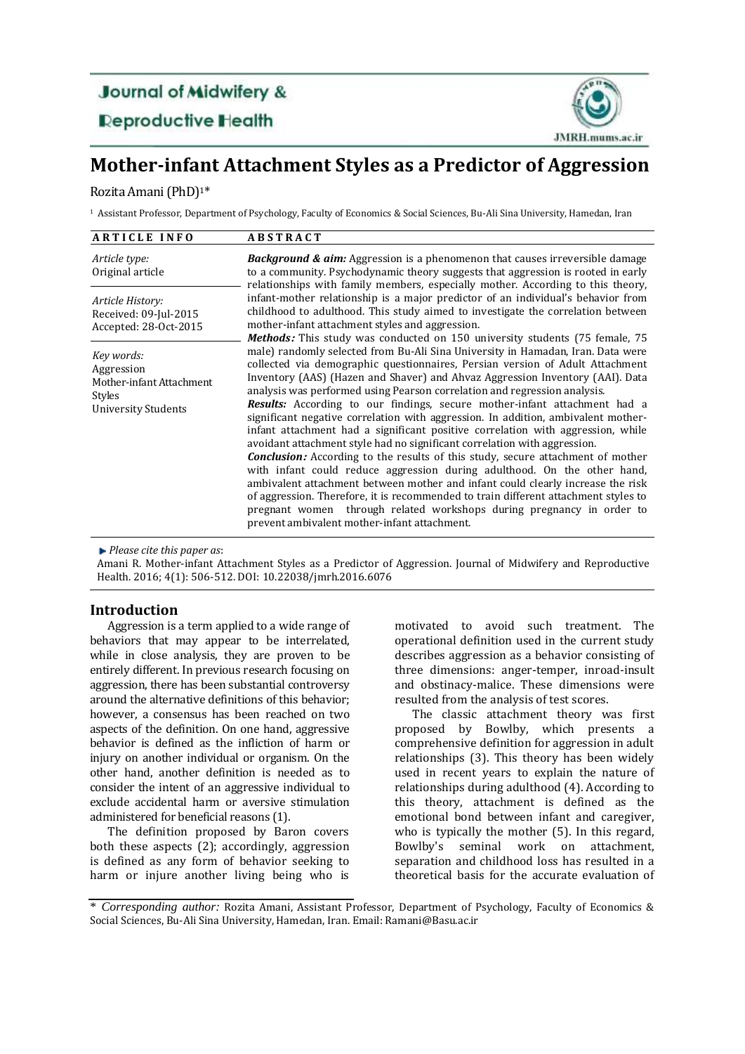Journal of Midwifery & Reproductive Health

JMRH.mums.ac.ir

# Mother-infant Attachment Styles as a Predictor of Aggression

Rozita Amani (PhD)[1]*

[1] Assistant Professor, Department of Psychology, Faculty of Economics & Social Sciences, Bu-Ali Sina University, Hamedan, Iran

| ARTICLE INFO | ABSTRACT |
|---|---|
| *Article type:* Original article<br><br>*Article History:* Received: 09-Jul-2015 Accepted: 28-Oct-2015<br><br>*Key words:* Aggression Mother-infant Attachment Styles University Students | ***Background & aim:*** Aggression is a phenomenon that causes irreversible damage to a community. Psychodynamic theory suggests that aggression is rooted in early relationships with family members, especially mother. According to this theory, infant-mother relationship is a major predictor of an individual's behavior from childhood to adulthood. This study aimed to investigate the correlation between mother-infant attachment styles and aggression.<br>***Methods:*** This study was conducted on 150 university students (75 female, 75 male) randomly selected from Bu-Ali Sina University in Hamadan, Iran. Data were collected via demographic questionnaires, Persian version of Adult Attachment Inventory (AAS) (Hazen and Shaver) and Ahvaz Aggression Inventory (AAI). Data analysis was performed using Pearson correlation and regression analysis.<br>***Results:*** According to our findings, secure mother-infant attachment had a significant negative correlation with aggression. In addition, ambivalent mother-infant attachment had a significant positive correlation with aggression, while avoidant attachment style had no significant correlation with aggression.<br>***Conclusion:*** According to the results of this study, secure attachment of mother with infant could reduce aggression during adulthood. On the other hand, ambivalent attachment between mother and infant could clearly increase the risk of aggression. Therefore, it is recommended to train different attachment styles to pregnant women through related workshops during pregnancy in order to prevent ambivalent mother-infant attachment. |

► *Please cite this paper as*:
Amani R. Mother-infant Attachment Styles as a Predictor of Aggression. Journal of Midwifery and Reproductive Health. 2016; 4(1): 506-512. DOI: 10.22038/jmrh.2016.6076

## Introduction

Aggression is a term applied to a wide range of behaviors that may appear to be interrelated, while in close analysis, they are proven to be entirely different. In previous research focusing on aggression, there has been substantial controversy around the alternative definitions of this behavior; however, a consensus has been reached on two aspects of the definition. On one hand, aggressive behavior is defined as the infliction of harm or injury on another individual or organism. On the other hand, another definition is needed as to consider the intent of an aggressive individual to exclude accidental harm or aversive stimulation administered for beneficial reasons (1).

The definition proposed by Baron covers both these aspects (2); accordingly, aggression is defined as any form of behavior seeking to harm or injure another living being who is motivated to avoid such treatment. The operational definition used in the current study describes aggression as a behavior consisting of three dimensions: anger-temper, inroad-insult and obstinacy-malice. These dimensions were resulted from the analysis of test scores.

The classic attachment theory was first proposed by Bowlby, which presents a comprehensive definition for aggression in adult relationships (3). This theory has been widely used in recent years to explain the nature of relationships during adulthood (4). According to this theory, attachment is defined as the emotional bond between infant and caregiver, who is typically the mother (5). In this regard, Bowlby's seminal work on attachment, separation and childhood loss has resulted in a theoretical basis for the accurate evaluation of

\* *Corresponding author:* Rozita Amani, Assistant Professor, Department of Psychology, Faculty of Economics & Social Sciences, Bu-Ali Sina University, Hamedan, Iran. Email: Ramani@Basu.ac.ir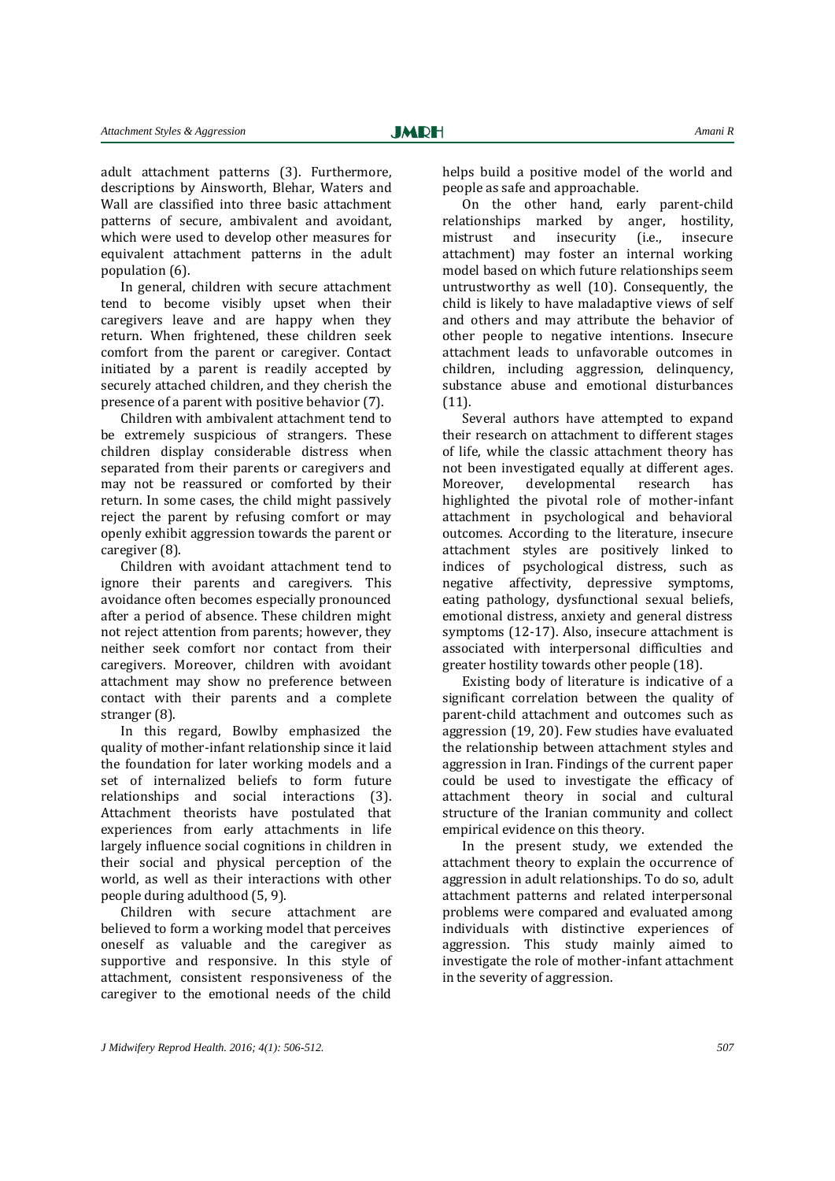adult attachment patterns (3). Furthermore, descriptions by Ainsworth, Blehar, Waters and Wall are classified into three basic attachment patterns of secure, ambivalent and avoidant, which were used to develop other measures for equivalent attachment patterns in the adult population (6).

In general, children with secure attachment tend to become visibly upset when their caregivers leave and are happy when they return. When frightened, these children seek comfort from the parent or caregiver. Contact initiated by a parent is readily accepted by securely attached children, and they cherish the presence of a parent with positive behavior (7).

Children with ambivalent attachment tend to be extremely suspicious of strangers. These children display considerable distress when separated from their parents or caregivers and may not be reassured or comforted by their return. In some cases, the child might passively reject the parent by refusing comfort or may openly exhibit aggression towards the parent or caregiver (8).

Children with avoidant attachment tend to ignore their parents and caregivers. This avoidance often becomes especially pronounced after a period of absence. These children might not reject attention from parents; however, they neither seek comfort nor contact from their caregivers. Moreover, children with avoidant attachment may show no preference between contact with their parents and a complete stranger (8).

In this regard, Bowlby emphasized the quality of mother-infant relationship since it laid the foundation for later working models and a set of internalized beliefs to form future relationships and social interactions (3). Attachment theorists have postulated that experiences from early attachments in life largely influence social cognitions in children in their social and physical perception of the world, as well as their interactions with other people during adulthood (5, 9).

Children with secure attachment are believed to form a working model that perceives oneself as valuable and the caregiver as supportive and responsive. In this style of attachment, consistent responsiveness of the caregiver to the emotional needs of the child helps build a positive model of the world and people as safe and approachable.

On the other hand, early parent-child relationships marked by anger, hostility, mistrust and insecurity (i.e., insecure attachment) may foster an internal working model based on which future relationships seem untrustworthy as well (10). Consequently, the child is likely to have maladaptive views of self and others and may attribute the behavior of other people to negative intentions. Insecure attachment leads to unfavorable outcomes in children, including aggression, delinquency, substance abuse and emotional disturbances (11).

Several authors have attempted to expand their research on attachment to different stages of life, while the classic attachment theory has not been investigated equally at different ages. Moreover, developmental research has highlighted the pivotal role of mother-infant attachment in psychological and behavioral outcomes. According to the literature, insecure attachment styles are positively linked to indices of psychological distress, such as negative affectivity, depressive symptoms, eating pathology, dysfunctional sexual beliefs, emotional distress, anxiety and general distress symptoms (12-17). Also, insecure attachment is associated with interpersonal difficulties and greater hostility towards other people (18).

Existing body of literature is indicative of a significant correlation between the quality of parent-child attachment and outcomes such as aggression (19, 20). Few studies have evaluated the relationship between attachment styles and aggression in Iran. Findings of the current paper could be used to investigate the efficacy of attachment theory in social and cultural structure of the Iranian community and collect empirical evidence on this theory.

In the present study, we extended the attachment theory to explain the occurrence of aggression in adult relationships. To do so, adult attachment patterns and related interpersonal problems were compared and evaluated among individuals with distinctive experiences of aggression. This study mainly aimed to investigate the role of mother-infant attachment in the severity of aggression.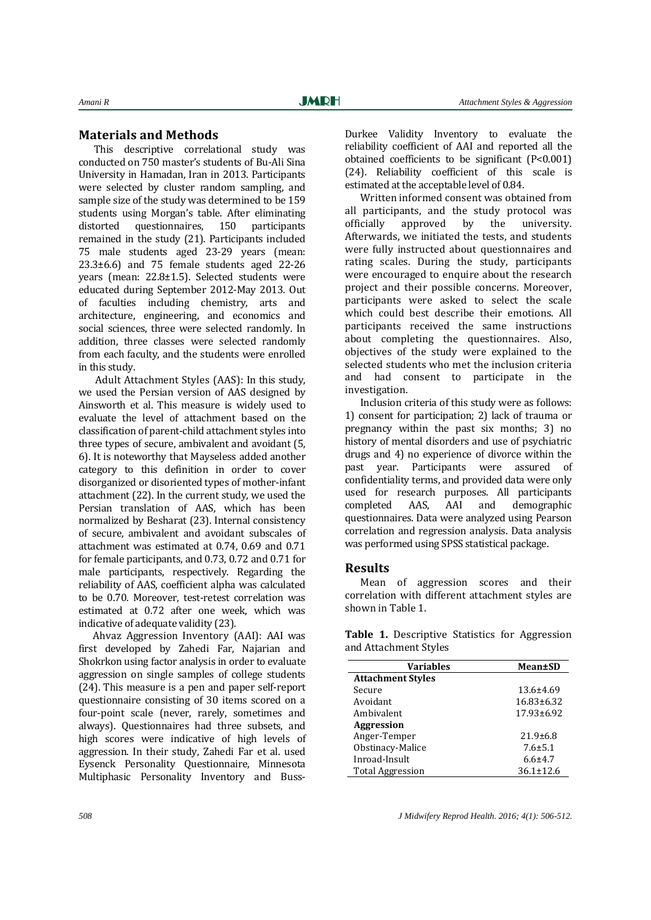## Materials and Methods

This descriptive correlational study was conducted on 750 master's students of Bu-Ali Sina University in Hamadan, Iran in 2013. Participants were selected by cluster random sampling, and sample size of the study was determined to be 159 students using Morgan's table. After eliminating distorted questionnaires, 150 participants remained in the study (21). Participants included 75 male students aged 23-29 years (mean: 23.3±6.6) and 75 female students aged 22-26 years (mean: 22.8±1.5). Selected students were educated during September 2012-May 2013. Out of faculties including chemistry, arts and architecture, engineering, and economics and social sciences, three were selected randomly. In addition, three classes were selected randomly from each faculty, and the students were enrolled in this study.

Adult Attachment Styles (AAS): In this study, we used the Persian version of AAS designed by Ainsworth et al. This measure is widely used to evaluate the level of attachment based on the classification of parent-child attachment styles into three types of secure, ambivalent and avoidant (5, 6). It is noteworthy that Mayseless added another category to this definition in order to cover disorganized or disoriented types of mother-infant attachment (22). In the current study, we used the Persian translation of AAS, which has been normalized by Besharat (23). Internal consistency of secure, ambivalent and avoidant subscales of attachment was estimated at 0.74, 0.69 and 0.71 for female participants, and 0.73, 0.72 and 0.71 for male participants, respectively. Regarding the reliability of AAS, coefficient alpha was calculated to be 0.70. Moreover, test-retest correlation was estimated at 0.72 after one week, which was indicative of adequate validity (23).

Ahvaz Aggression Inventory (AAI): AAI was first developed by Zahedi Far, Najarian and Shokrkon using factor analysis in order to evaluate aggression on single samples of college students (24). This measure is a pen and paper self-report questionnaire consisting of 30 items scored on a four-point scale (never, rarely, sometimes and always). Questionnaires had three subsets, and high scores were indicative of high levels of aggression. In their study, Zahedi Far et al. used Eysenck Personality Questionnaire, Minnesota Multiphasic Personality Inventory and Buss-Durkee Validity Inventory to evaluate the reliability coefficient of AAI and reported all the obtained coefficients to be significant (P<0.001) (24). Reliability coefficient of this scale is estimated at the acceptable level of 0.84.

Written informed consent was obtained from all participants, and the study protocol was officially approved by the university. Afterwards, we initiated the tests, and students were fully instructed about questionnaires and rating scales. During the study, participants were encouraged to enquire about the research project and their possible concerns. Moreover, participants were asked to select the scale which could best describe their emotions. All participants received the same instructions about completing the questionnaires. Also, objectives of the study were explained to the selected students who met the inclusion criteria and had consent to participate in the investigation.

Inclusion criteria of this study were as follows: 1) consent for participation; 2) lack of trauma or pregnancy within the past six months; 3) no history of mental disorders and use of psychiatric drugs and 4) no experience of divorce within the past year. Participants were assured of confidentiality terms, and provided data were only used for research purposes. All participants completed AAS, AAI and demographic questionnaires. Data were analyzed using Pearson correlation and regression analysis. Data analysis was performed using SPSS statistical package.

## Results

Mean of aggression scores and their correlation with different attachment styles are shown in Table 1.

**Table 1.** Descriptive Statistics for Aggression and Attachment Styles

| Variables | Mean±SD |
|---|---|
| **Attachment Styles** | |
| Secure | 13.6±4.69 |
| Avoidant | 16.83±6.32 |
| Ambivalent | 17.93±6.92 |
| **Aggression** | |
| Anger-Temper | 21.9±6.8 |
| Obstinacy-Malice | 7.6±5.1 |
| Inroad-Insult | 6.6±4.7 |
| Total Aggression | 36.1±12.6 |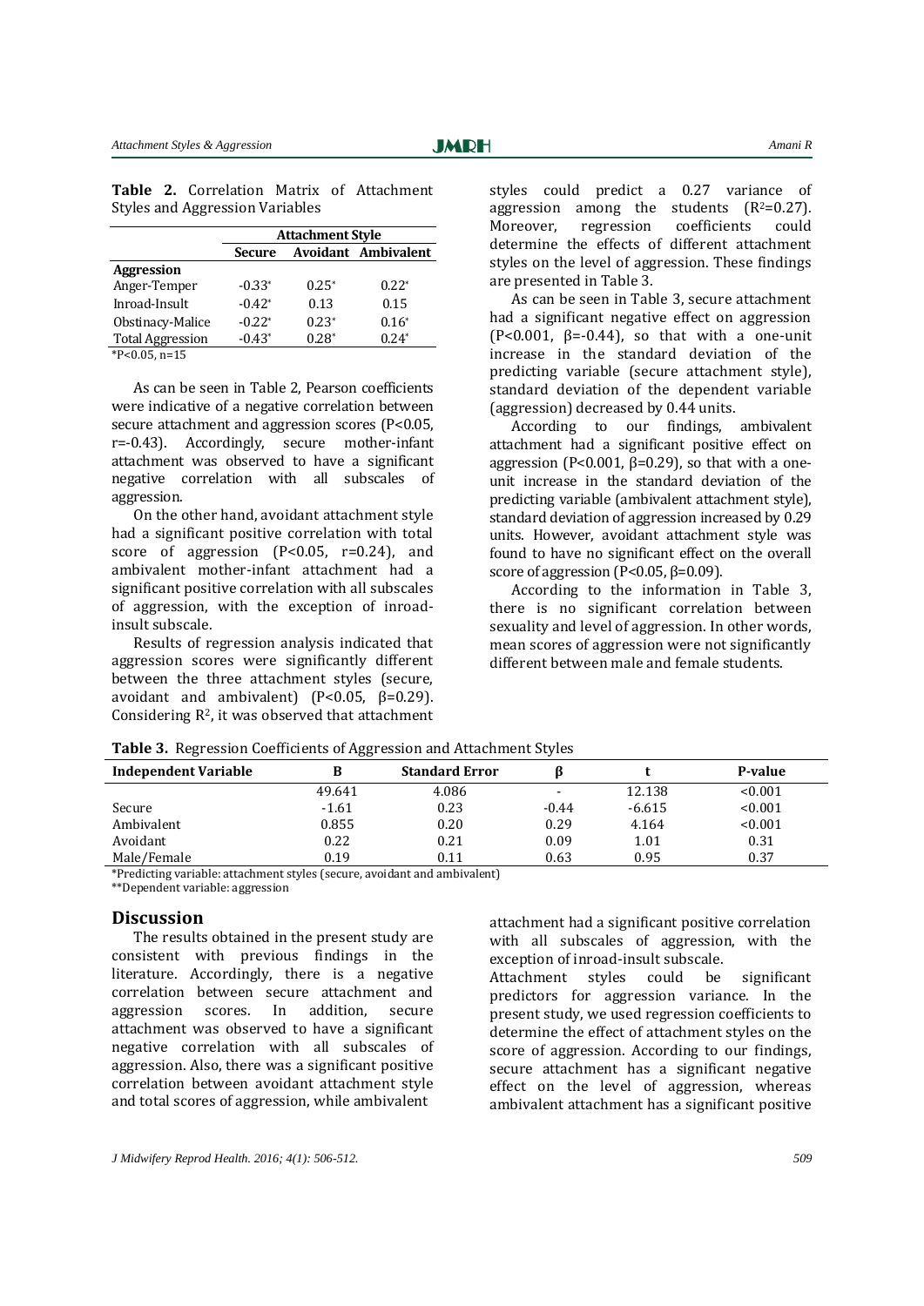**Table 2.** Correlation Matrix of Attachment Styles and Aggression Variables

| | Attachment Style | | |
|---|---|---|---|
| | **Secure** | **Avoidant** | **Ambivalent** |
| **Aggression** | | | |
| Anger-Temper | -0.33* | 0.25* | 0.22* |
| Inroad-Insult | -0.42* | 0.13 | 0.15 |
| Obstinacy-Malice | -0.22* | 0.23* | 0.16* |
| Total Aggression | -0.43* | 0.28* | 0.24* |

*P<0.05, n=15

As can be seen in Table 2, Pearson coefficients were indicative of a negative correlation between secure attachment and aggression scores (P<0.05, r=-0.43). Accordingly, secure mother-infant attachment was observed to have a significant negative correlation with all subscales of aggression.

On the other hand, avoidant attachment style had a significant positive correlation with total score of aggression (P<0.05, r=0.24), and ambivalent mother-infant attachment had a significant positive correlation with all subscales of aggression, with the exception of inroad-insult subscale.

Results of regression analysis indicated that aggression scores were significantly different between the three attachment styles (secure, avoidant and ambivalent) (P<0.05, β=0.29). Considering $R^2$, it was observed that attachment styles could predict a 0.27 variance of aggression among the students ($R^2$=0.27). Moreover, regression coefficients could determine the effects of different attachment styles on the level of aggression. These findings are presented in Table 3.

As can be seen in Table 3, secure attachment had a significant negative effect on aggression (P<0.001, β=-0.44), so that with a one-unit increase in the standard deviation of the predicting variable (secure attachment style), standard deviation of the dependent variable (aggression) decreased by 0.44 units.

According to our findings, ambivalent attachment had a significant positive effect on aggression (P<0.001, β=0.29), so that with a one-unit increase in the standard deviation of the predicting variable (ambivalent attachment style), standard deviation of aggression increased by 0.29 units. However, avoidant attachment style was found to have no significant effect on the overall score of aggression (P<0.05, β=0.09).

According to the information in Table 3, there is no significant correlation between sexuality and level of aggression. In other words, mean scores of aggression were not significantly different between male and female students.

**Table 3.** Regression Coefficients of Aggression and Attachment Styles

| Independent Variable | B | Standard Error | β | t | P-value |
|---|---|---|---|---|---|
| | 49.641 | 4.086 | - | 12.138 | <0.001 |
| Secure | -1.61 | 0.23 | -0.44 | -6.615 | <0.001 |
| Ambivalent | 0.855 | 0.20 | 0.29 | 4.164 | <0.001 |
| Avoidant | 0.22 | 0.21 | 0.09 | 1.01 | 0.31 |
| Male/Female | 0.19 | 0.11 | 0.63 | 0.95 | 0.37 |

*Predicting variable: attachment styles (secure, avoidant and ambivalent)

**Dependent variable: aggression

## Discussion

The results obtained in the present study are consistent with previous findings in the literature. Accordingly, there is a negative correlation between secure attachment and aggression scores. In addition, secure attachment was observed to have a significant negative correlation with all subscales of aggression. Also, there was a significant positive correlation between avoidant attachment style and total scores of aggression, while ambivalent attachment had a significant positive correlation with all subscales of aggression, with the exception of inroad-insult subscale.

Attachment styles could be significant predictors for aggression variance. In the present study, we used regression coefficients to determine the effect of attachment styles on the score of aggression. According to our findings, secure attachment has a significant negative effect on the level of aggression, whereas ambivalent attachment has a significant positive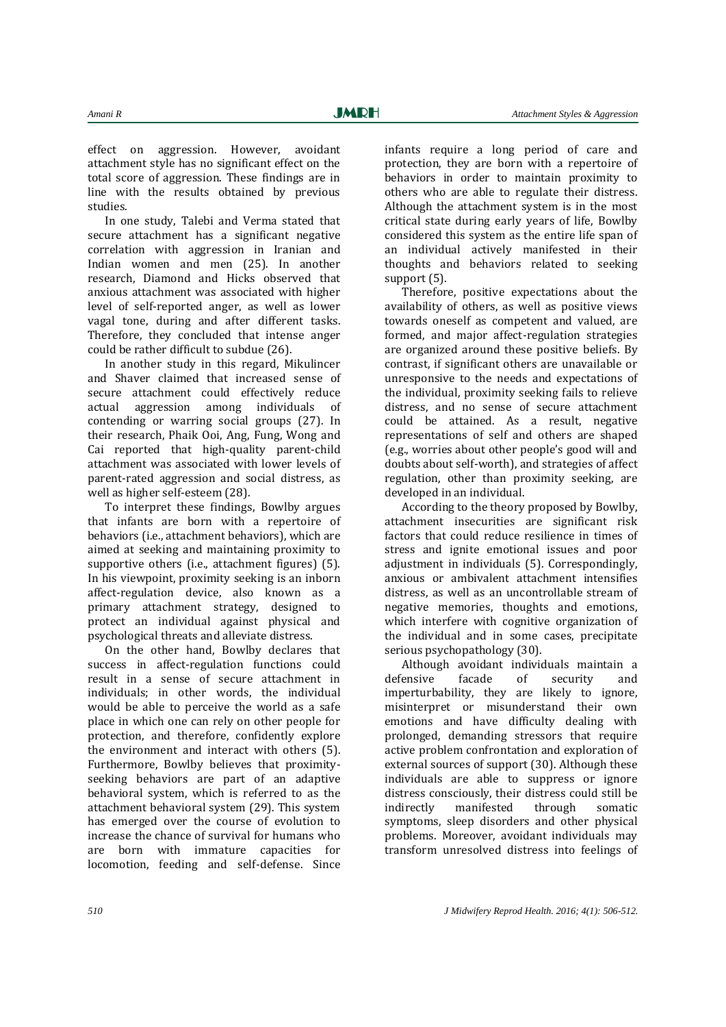effect on aggression. However, avoidant attachment style has no significant effect on the total score of aggression. These findings are in line with the results obtained by previous studies.

In one study, Talebi and Verma stated that secure attachment has a significant negative correlation with aggression in Iranian and Indian women and men (25). In another research, Diamond and Hicks observed that anxious attachment was associated with higher level of self-reported anger, as well as lower vagal tone, during and after different tasks. Therefore, they concluded that intense anger could be rather difficult to subdue (26).

In another study in this regard, Mikulincer and Shaver claimed that increased sense of secure attachment could effectively reduce actual aggression among individuals of contending or warring social groups (27). In their research, Phaik Ooi, Ang, Fung, Wong and Cai reported that high-quality parent-child attachment was associated with lower levels of parent-rated aggression and social distress, as well as higher self-esteem (28).

To interpret these findings, Bowlby argues that infants are born with a repertoire of behaviors (i.e., attachment behaviors), which are aimed at seeking and maintaining proximity to supportive others (i.e., attachment figures) (5). In his viewpoint, proximity seeking is an inborn affect-regulation device, also known as a primary attachment strategy, designed to protect an individual against physical and psychological threats and alleviate distress.

On the other hand, Bowlby declares that success in affect-regulation functions could result in a sense of secure attachment in individuals; in other words, the individual would be able to perceive the world as a safe place in which one can rely on other people for protection, and therefore, confidently explore the environment and interact with others (5). Furthermore, Bowlby believes that proximity-seeking behaviors are part of an adaptive behavioral system, which is referred to as the attachment behavioral system (29). This system has emerged over the course of evolution to increase the chance of survival for humans who are born with immature capacities for locomotion, feeding and self-defense. Since infants require a long period of care and protection, they are born with a repertoire of behaviors in order to maintain proximity to others who are able to regulate their distress. Although the attachment system is in the most critical state during early years of life, Bowlby considered this system as the entire life span of an individual actively manifested in their thoughts and behaviors related to seeking support (5).

Therefore, positive expectations about the availability of others, as well as positive views towards oneself as competent and valued, are formed, and major affect-regulation strategies are organized around these positive beliefs. By contrast, if significant others are unavailable or unresponsive to the needs and expectations of the individual, proximity seeking fails to relieve distress, and no sense of secure attachment could be attained. As a result, negative representations of self and others are shaped (e.g., worries about other people's good will and doubts about self-worth), and strategies of affect regulation, other than proximity seeking, are developed in an individual.

According to the theory proposed by Bowlby, attachment insecurities are significant risk factors that could reduce resilience in times of stress and ignite emotional issues and poor adjustment in individuals (5). Correspondingly, anxious or ambivalent attachment intensifies distress, as well as an uncontrollable stream of negative memories, thoughts and emotions, which interfere with cognitive organization of the individual and in some cases, precipitate serious psychopathology (30).

Although avoidant individuals maintain a defensive facade of security and imperturbability, they are likely to ignore, misinterpret or misunderstand their own emotions and have difficulty dealing with prolonged, demanding stressors that require active problem confrontation and exploration of external sources of support (30). Although these individuals are able to suppress or ignore distress consciously, their distress could still be indirectly manifested through somatic symptoms, sleep disorders and other physical problems. Moreover, avoidant individuals may transform unresolved distress into feelings of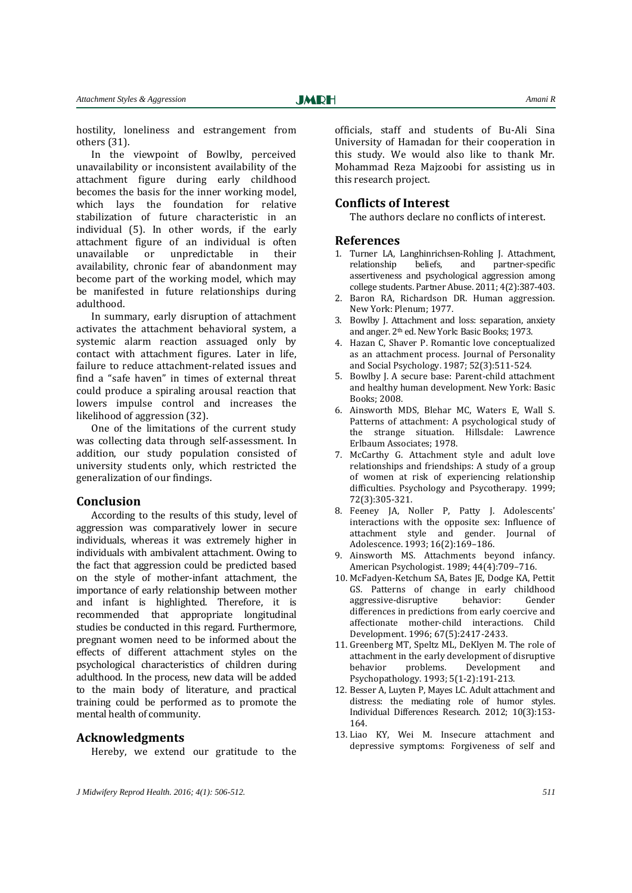hostility, loneliness and estrangement from others (31).

In the viewpoint of Bowlby, perceived unavailability or inconsistent availability of the attachment figure during early childhood becomes the basis for the inner working model, which lays the foundation for relative stabilization of future characteristic in an individual (5). In other words, if the early attachment figure of an individual is often unavailable or unpredictable in their availability, chronic fear of abandonment may become part of the working model, which may be manifested in future relationships during adulthood.

In summary, early disruption of attachment activates the attachment behavioral system, a systemic alarm reaction assuaged only by contact with attachment figures. Later in life, failure to reduce attachment-related issues and find a "safe haven" in times of external threat could produce a spiraling arousal reaction that lowers impulse control and increases the likelihood of aggression (32).

One of the limitations of the current study was collecting data through self-assessment. In addition, our study population consisted of university students only, which restricted the generalization of our findings.

## Conclusion

According to the results of this study, level of aggression was comparatively lower in secure individuals, whereas it was extremely higher in individuals with ambivalent attachment. Owing to the fact that aggression could be predicted based on the style of mother-infant attachment, the importance of early relationship between mother and infant is highlighted. Therefore, it is recommended that appropriate longitudinal studies be conducted in this regard. Furthermore, pregnant women need to be informed about the effects of different attachment styles on the psychological characteristics of children during adulthood. In the process, new data will be added to the main body of literature, and practical training could be performed as to promote the mental health of community.

## Acknowledgments

Hereby, we extend our gratitude to the officials, staff and students of Bu-Ali Sina University of Hamadan for their cooperation in this study. We would also like to thank Mr. Mohammad Reza Majzoobi for assisting us in this research project.

## Conflicts of Interest

The authors declare no conflicts of interest.

## References

1. Turner LA, Langhinrichsen-Rohling J. Attachment, relationship beliefs, and partner-specific assertiveness and psychological aggression among college students. Partner Abuse. 2011; 4(2):387-403.
2. Baron RA, Richardson DR. Human aggression. New York: Plenum; 1977.
3. Bowlby J. Attachment and loss: separation, anxiety and anger. 2th ed. New York: Basic Books; 1973.
4. Hazan C, Shaver P. Romantic love conceptualized as an attachment process. Journal of Personality and Social Psychology. 1987; 52(3):511-524.
5. Bowlby J. A secure base: Parent-child attachment and healthy human development. New York: Basic Books; 2008.
6. Ainsworth MDS, Blehar MC, Waters E, Wall S. Patterns of attachment: A psychological study of the strange situation. Hillsdale: Lawrence Erlbaum Associates; 1978.
7. McCarthy G. Attachment style and adult love relationships and friendships: A study of a group of women at risk of experiencing relationship difficulties. Psychology and Psycotherapy. 1999; 72(3):305-321.
8. Feeney JA, Noller P, Patty J. Adolescents' interactions with the opposite sex: Influence of attachment style and gender. Journal of Adolescence. 1993; 16(2):169–186.
9. Ainsworth MS. Attachments beyond infancy. American Psychologist. 1989; 44(4):709–716.
10. McFadyen-Ketchum SA, Bates JE, Dodge KA, Pettit GS. Patterns of change in early childhood aggressive-disruptive behavior: Gender differences in predictions from early coercive and affectionate mother-child interactions. Child Development. 1996; 67(5):2417-2433.
11. Greenberg MT, Speltz ML, DeKlyen M. The role of attachment in the early development of disruptive behavior problems. Development and Psychopathology. 1993; 5(1-2):191-213.
12. Besser A, Luyten P, Mayes LC. Adult attachment and distress: the mediating role of humor styles. Individual Differences Research. 2012; 10(3):153-164.
13. Liao KY, Wei M. Insecure attachment and depressive symptoms: Forgiveness of self and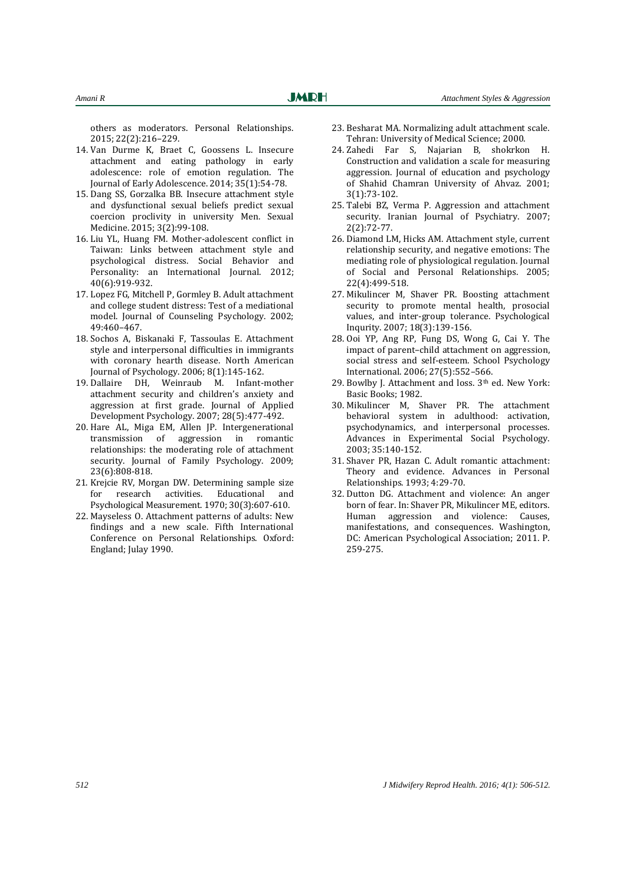others as moderators. Personal Relationships. 2015; 22(2):216–229.

14. Van Durme K, Braet C, Goossens L. Insecure attachment and eating pathology in early adolescence: role of emotion regulation. The Journal of Early Adolescence. 2014; 35(1):54-78.
15. Dang SS, Gorzalka BB. Insecure attachment style and dysfunctional sexual beliefs predict sexual coercion proclivity in university Men. Sexual Medicine. 2015; 3(2):99-108.
16. Liu YL, Huang FM. Mother-adolescent conflict in Taiwan: Links between attachment style and psychological distress. Social Behavior and Personality: an International Journal. 2012; 40(6):919-932.
17. Lopez FG, Mitchell P, Gormley B. Adult attachment and college student distress: Test of a mediational model. Journal of Counseling Psychology. 2002; 49:460–467.
18. Sochos A, Biskanaki F, Tassoulas E. Attachment style and interpersonal difficulties in immigrants with coronary hearth disease. North American Journal of Psychology. 2006; 8(1):145-162.
19. Dallaire DH, Weinraub M. Infant-mother attachment security and children's anxiety and aggression at first grade. Journal of Applied Development Psychology. 2007; 28(5):477-492.
20. Hare AL, Miga EM, Allen JP. Intergenerational transmission of aggression in romantic relationships: the moderating role of attachment security. Journal of Family Psychology. 2009; 23(6):808-818.
21. Krejcie RV, Morgan DW. Determining sample size for research activities. Educational and Psychological Measurement. 1970; 30(3):607-610.
22. Mayseless O. Attachment patterns of adults: New findings and a new scale. Fifth International Conference on Personal Relationships. Oxford: England; Julay 1990.
23. Besharat MA. Normalizing adult attachment scale. Tehran: University of Medical Science; 2000.
24. Zahedi Far S, Najarian B, shokrkon H. Construction and validation a scale for measuring aggression. Journal of education and psychology of Shahid Chamran University of Ahvaz. 2001; 3(1):73-102.
25. Talebi BZ, Verma P. Aggression and attachment security. Iranian Journal of Psychiatry. 2007; 2(2):72-77.
26. Diamond LM, Hicks AM. Attachment style, current relationship security, and negative emotions: The mediating role of physiological regulation. Journal of Social and Personal Relationships. 2005; 22(4):499-518.
27. Mikulincer M, Shaver PR. Boosting attachment security to promote mental health, prosocial values, and inter-group tolerance. Psychological Inqurity. 2007; 18(3):139-156.
28. Ooi YP, Ang RP, Fung DS, Wong G, Cai Y. The impact of parent–child attachment on aggression, social stress and self-esteem. School Psychology International. 2006; 27(5):552–566.
29. Bowlby J. Attachment and loss. 3th ed. New York: Basic Books; 1982.
30. Mikulincer M, Shaver PR. The attachment behavioral system in adulthood: activation, psychodynamics, and interpersonal processes. Advances in Experimental Social Psychology. 2003; 35:140-152.
31. Shaver PR, Hazan C. Adult romantic attachment: Theory and evidence. Advances in Personal Relationships. 1993; 4:29-70.
32. Dutton DG. Attachment and violence: An anger born of fear. In: Shaver PR, Mikulincer ME, editors. Human aggression and violence: Causes, manifestations, and consequences. Washington, DC: American Psychological Association; 2011. P. 259-275.